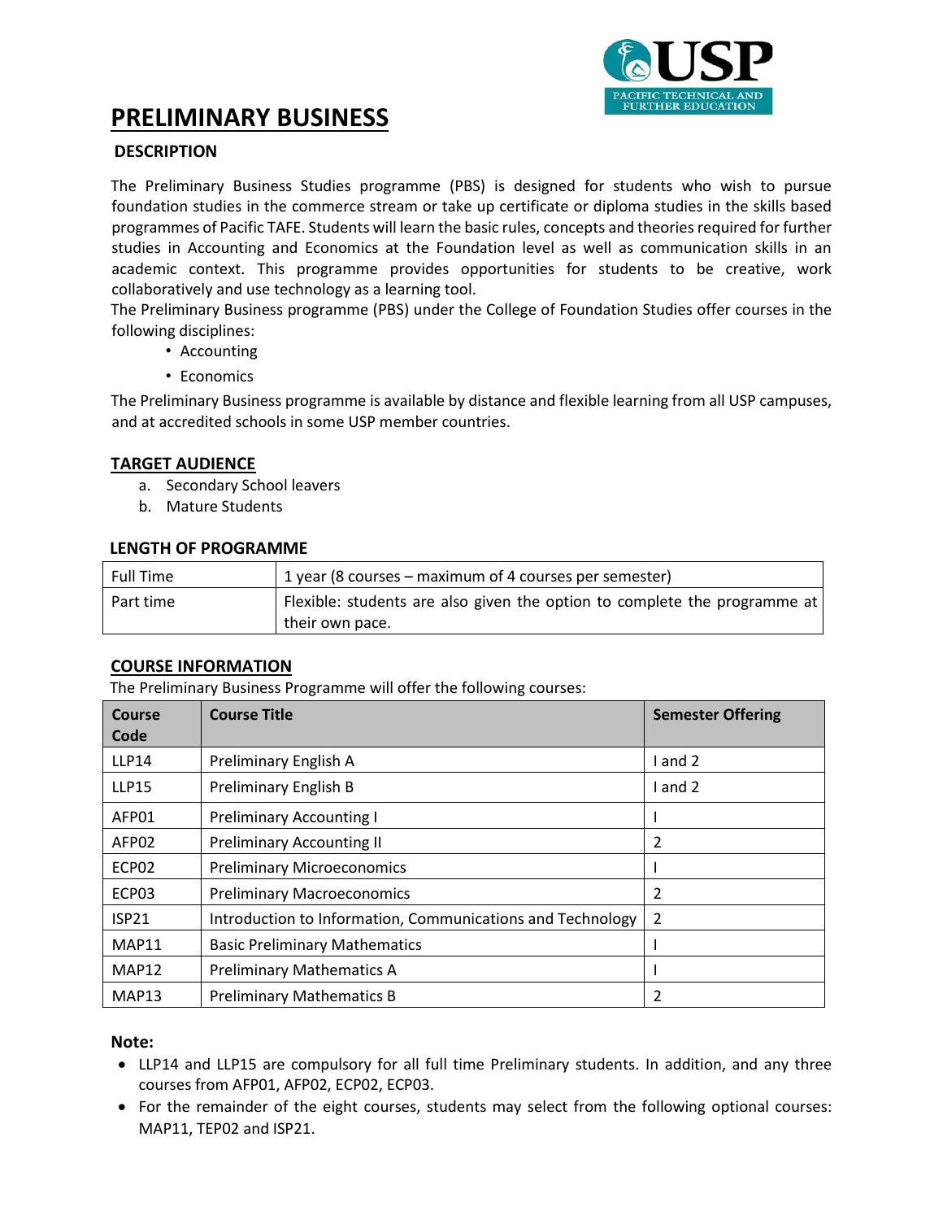# PRELIMINARY BUSINESS

## DESCRIPTION

The Preliminary Business Studies programme (PBS) is designed for students who wish to pursue foundation studies in the commerce stream or take up certificate or diploma studies in the skills based programmes of Pacific TAFE. Students will learn the basic rules, concepts and theories required for further studies in Accounting and Economics at the Foundation level as well as communication skills in an academic context. This programme provides opportunities for students to be creative, work collaboratively and use technology as a learning tool.

The Preliminary Business programme (PBS) under the College of Foundation Studies offer courses in the following disciplines:

- Accounting
- Economics

The Preliminary Business programme is available by distance and flexible learning from all USP campuses, and at accredited schools in some USP member countries.

## TARGET AUDIENCE

a. Secondary School leavers
b. Mature Students

## LENGTH OF PROGRAMME

| | |
|---|---|
| Full Time | 1 year (8 courses – maximum of 4 courses per semester) |
| Part time | Flexible: students are also given the option to complete the programme at their own pace. |

## COURSE INFORMATION

The Preliminary Business Programme will offer the following courses:

| Course Code | Course Title | Semester Offering |
|---|---|---|
| LLP14 | Preliminary English A | I and 2 |
| LLP15 | Preliminary English B | I and 2 |
| AFP01 | Preliminary Accounting I | I |
| AFP02 | Preliminary Accounting II | 2 |
| ECP02 | Preliminary Microeconomics | I |
| ECP03 | Preliminary Macroeconomics | 2 |
| ISP21 | Introduction to Information, Communications and Technology | 2 |
| MAP11 | Basic Preliminary Mathematics | I |
| MAP12 | Preliminary Mathematics A | I |
| MAP13 | Preliminary Mathematics B | 2 |

**Note:**

- LLP14 and LLP15 are compulsory for all full time Preliminary students. In addition, and any three courses from AFP01, AFP02, ECP02, ECP03.
- For the remainder of the eight courses, students may select from the following optional courses: MAP11, TEP02 and ISP21.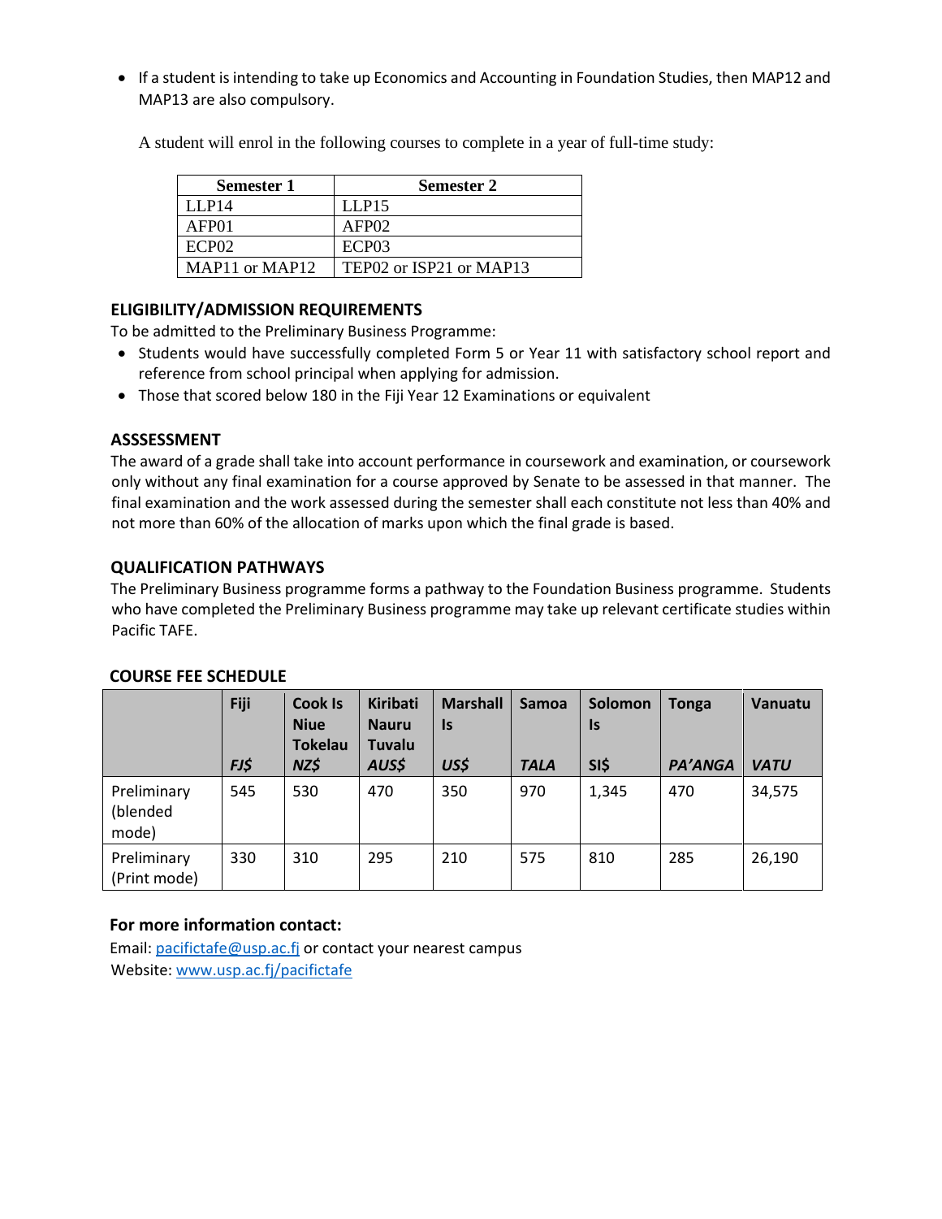- If a student is intending to take up Economics and Accounting in Foundation Studies, then MAP12 and MAP13 are also compulsory.

A student will enrol in the following courses to complete in a year of full-time study:

| Semester 1 | Semester 2 |
|---|---|
| LLP14 | LLP15 |
| AFP01 | AFP02 |
| ECP02 | ECP03 |
| MAP11 or MAP12 | TEP02 or ISP21 or MAP13 |

## ELIGIBILITY/ADMISSION REQUIREMENTS

To be admitted to the Preliminary Business Programme:

- Students would have successfully completed Form 5 or Year 11 with satisfactory school report and reference from school principal when applying for admission.
- Those that scored below 180 in the Fiji Year 12 Examinations or equivalent

## ASSSESSMENT

The award of a grade shall take into account performance in coursework and examination, or coursework only without any final examination for a course approved by Senate to be assessed in that manner. The final examination and the work assessed during the semester shall each constitute not less than 40% and not more than 60% of the allocation of marks upon which the final grade is based.

## QUALIFICATION PATHWAYS

The Preliminary Business programme forms a pathway to the Foundation Business programme. Students who have completed the Preliminary Business programme may take up relevant certificate studies within Pacific TAFE.

## COURSE FEE SCHEDULE

| | Fiji *FJ$* | Cook Is Niue Tokelau *NZ$* | Kiribati Nauru Tuvalu *AUS$* | Marshall Is *US$* | Samoa *TALA* | Solomon Is SI$ | Tonga *PA'ANGA* | Vanuatu *VATU* |
|---|---|---|---|---|---|---|---|---|
| Preliminary (blended mode) | 545 | 530 | 470 | 350 | 970 | 1,345 | 470 | 34,575 |
| Preliminary (Print mode) | 330 | 310 | 295 | 210 | 575 | 810 | 285 | 26,190 |

**For more information contact:**

Email: pacifictafe@usp.ac.fj or contact your nearest campus
Website: www.usp.ac.fj/pacifictafe